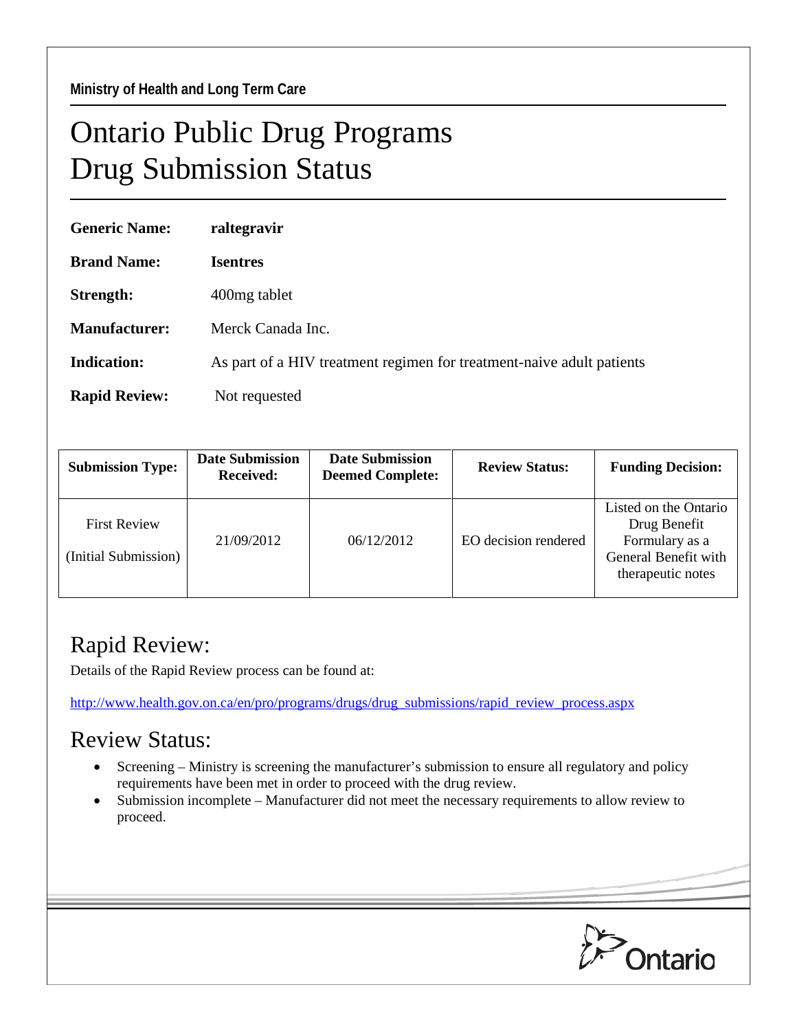Ministry of Health and Long Term Care

# Ontario Public Drug Programs
# Drug Submission Status

**Generic Name:** **raltegravir**

**Brand Name:** **Isentres**

**Strength:** 400mg tablet

**Manufacturer:** Merck Canada Inc.

**Indication:** As part of a HIV treatment regimen for treatment-naive adult patients

**Rapid Review:** Not requested

| Submission Type: | Date Submission Received: | Date Submission Deemed Complete: | Review Status: | Funding Decision: |
|---|---|---|---|---|
| First Review (Initial Submission) | 21/09/2012 | 06/12/2012 | EO decision rendered | Listed on the Ontario Drug Benefit Formulary as a General Benefit with therapeutic notes |

## Rapid Review:

Details of the Rapid Review process can be found at:

http://www.health.gov.on.ca/en/pro/programs/drugs/drug_submissions/rapid_review_process.aspx

## Review Status:

- Screening – Ministry is screening the manufacturer's submission to ensure all regulatory and policy requirements have been met in order to proceed with the drug review.
- Submission incomplete – Manufacturer did not meet the necessary requirements to allow review to proceed.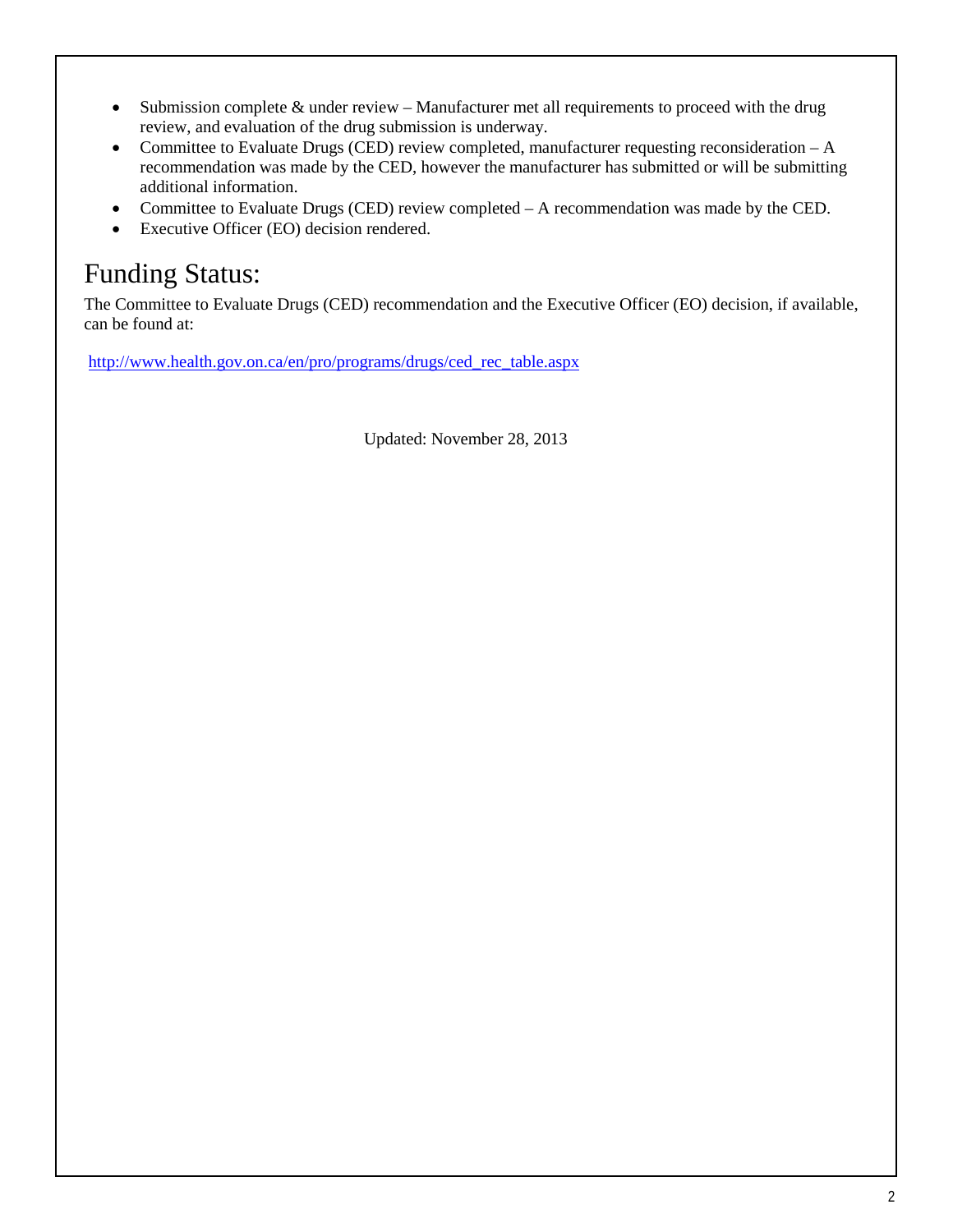- Submission complete & under review – Manufacturer met all requirements to proceed with the drug review, and evaluation of the drug submission is underway.
- Committee to Evaluate Drugs (CED) review completed, manufacturer requesting reconsideration – A recommendation was made by the CED, however the manufacturer has submitted or will be submitting additional information.
- Committee to Evaluate Drugs (CED) review completed – A recommendation was made by the CED.
- Executive Officer (EO) decision rendered.

## Funding Status:

The Committee to Evaluate Drugs (CED) recommendation and the Executive Officer (EO) decision, if available, can be found at:

http://www.health.gov.on.ca/en/pro/programs/drugs/ced_rec_table.aspx

Updated: November 28, 2013